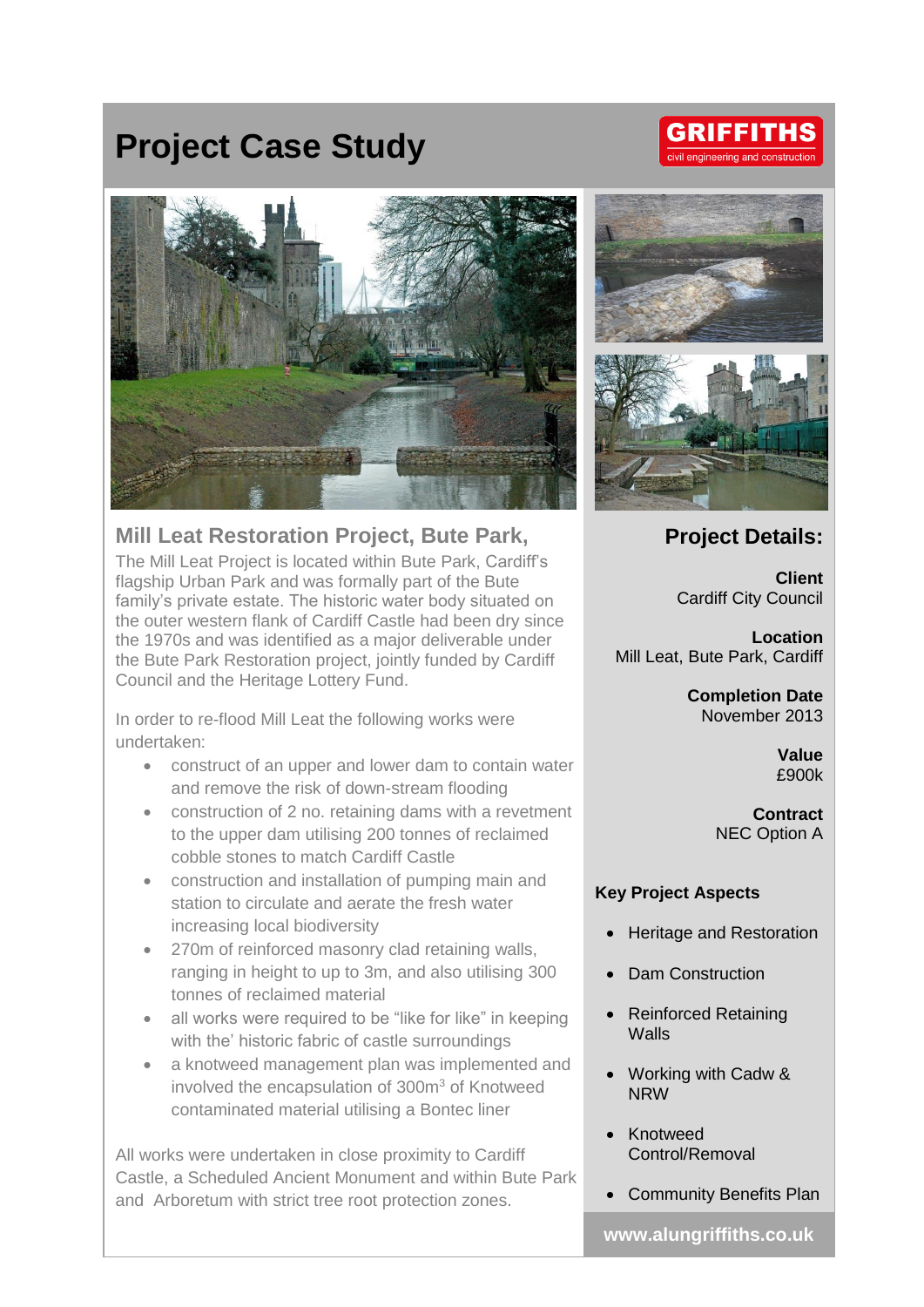# Project Case Study

GRIFFITHS
civil engineering and construction

## Mill Leat Restoration Project, Bute Park,

The Mill Leat Project is located within Bute Park, Cardiff's flagship Urban Park and was formally part of the Bute family's private estate. The historic water body situated on the outer western flank of Cardiff Castle had been dry since the 1970s and was identified as a major deliverable under the Bute Park Restoration project, jointly funded by Cardiff Council and the Heritage Lottery Fund.

In order to re-flood Mill Leat the following works were undertaken:

- construct of an upper and lower dam to contain water and remove the risk of down-stream flooding
- construction of 2 no. retaining dams with a revetment to the upper dam utilising 200 tonnes of reclaimed cobble stones to match Cardiff Castle
- construction and installation of pumping main and station to circulate and aerate the fresh water increasing local biodiversity
- 270m of reinforced masonry clad retaining walls, ranging in height to up to 3m, and also utilising 300 tonnes of reclaimed material
- all works were required to be "like for like" in keeping with the' historic fabric of castle surroundings
- a knotweed management plan was implemented and involved the encapsulation of 300m$^3$ of Knotweed contaminated material utilising a Bontec liner

All works were undertaken in close proximity to Cardiff Castle, a Scheduled Ancient Monument and within Bute Park and Arboretum with strict tree root protection zones.

## Project Details:

**Client**
Cardiff City Council

**Location**
Mill Leat, Bute Park, Cardiff

**Completion Date**
November 2013

**Value**
£900k

**Contract**
NEC Option A

### Key Project Aspects

- Heritage and Restoration
- Dam Construction
- Reinforced Retaining Walls
- Working with Cadw & NRW
- Knotweed Control/Removal
- Community Benefits Plan

**www.alungriffiths.co.uk**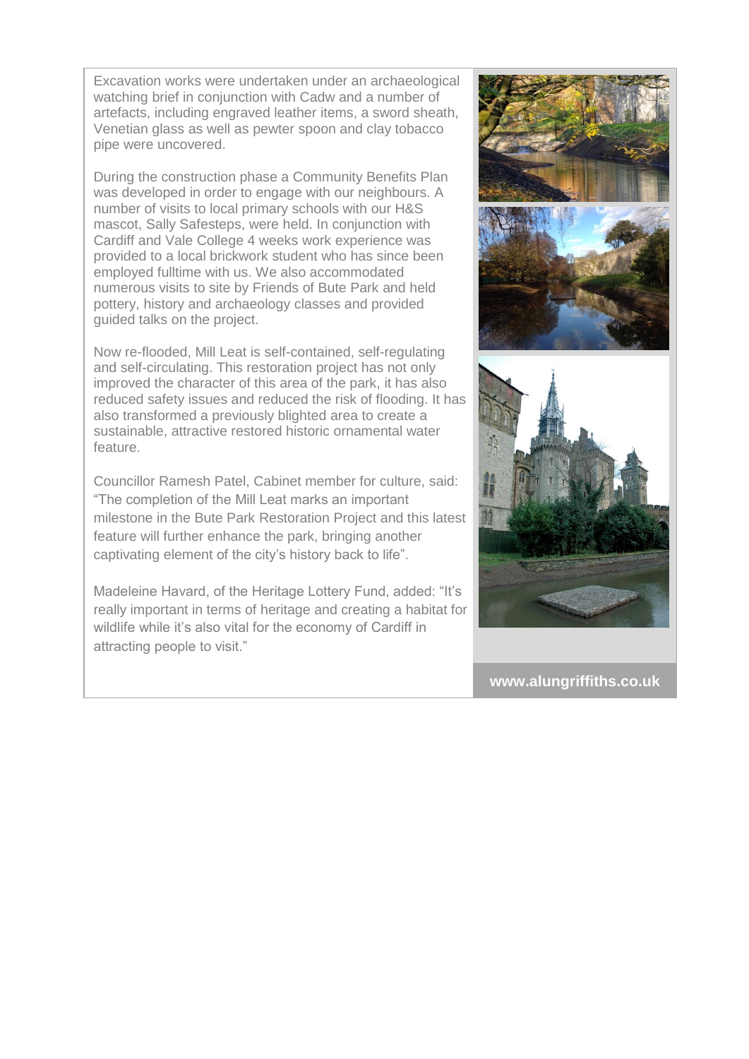Excavation works were undertaken under an archaeological watching brief in conjunction with Cadw and a number of artefacts, including engraved leather items, a sword sheath, Venetian glass as well as pewter spoon and clay tobacco pipe were uncovered.

During the construction phase a Community Benefits Plan was developed in order to engage with our neighbours. A number of visits to local primary schools with our H&S mascot, Sally Safesteps, were held. In conjunction with Cardiff and Vale College 4 weeks work experience was provided to a local brickwork student who has since been employed fulltime with us. We also accommodated numerous visits to site by Friends of Bute Park and held pottery, history and archaeology classes and provided guided talks on the project.

Now re-flooded, Mill Leat is self-contained, self-regulating and self-circulating. This restoration project has not only improved the character of this area of the park, it has also reduced safety issues and reduced the risk of flooding. It has also transformed a previously blighted area to create a sustainable, attractive restored historic ornamental water feature.

Councillor Ramesh Patel, Cabinet member for culture, said: "The completion of the Mill Leat marks an important milestone in the Bute Park Restoration Project and this latest feature will further enhance the park, bringing another captivating element of the city's history back to life".

Madeleine Havard, of the Heritage Lottery Fund, added: "It's really important in terms of heritage and creating a habitat for wildlife while it's also vital for the economy of Cardiff in attracting people to visit."

**www.alungriffiths.co.uk**